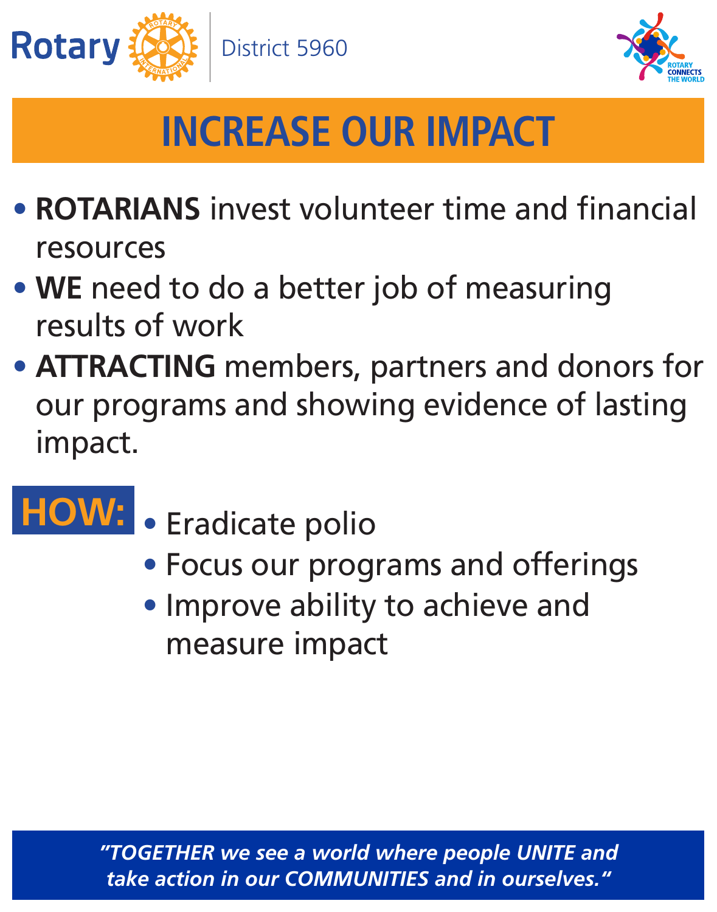Rotary District 5960

ROTARY CONNECTS THE WORLD

# INCREASE OUR IMPACT

- **ROTARIANS** invest volunteer time and financial resources
- **WE** need to do a better job of measuring results of work
- **ATTRACTING** members, partners and donors for our programs and showing evidence of lasting impact.

## HOW:

- Eradicate polio
- Focus our programs and offerings
- Improve ability to achieve and measure impact

*"TOGETHER we see a world where people UNITE and take action in our COMMUNITIES and in ourselves."*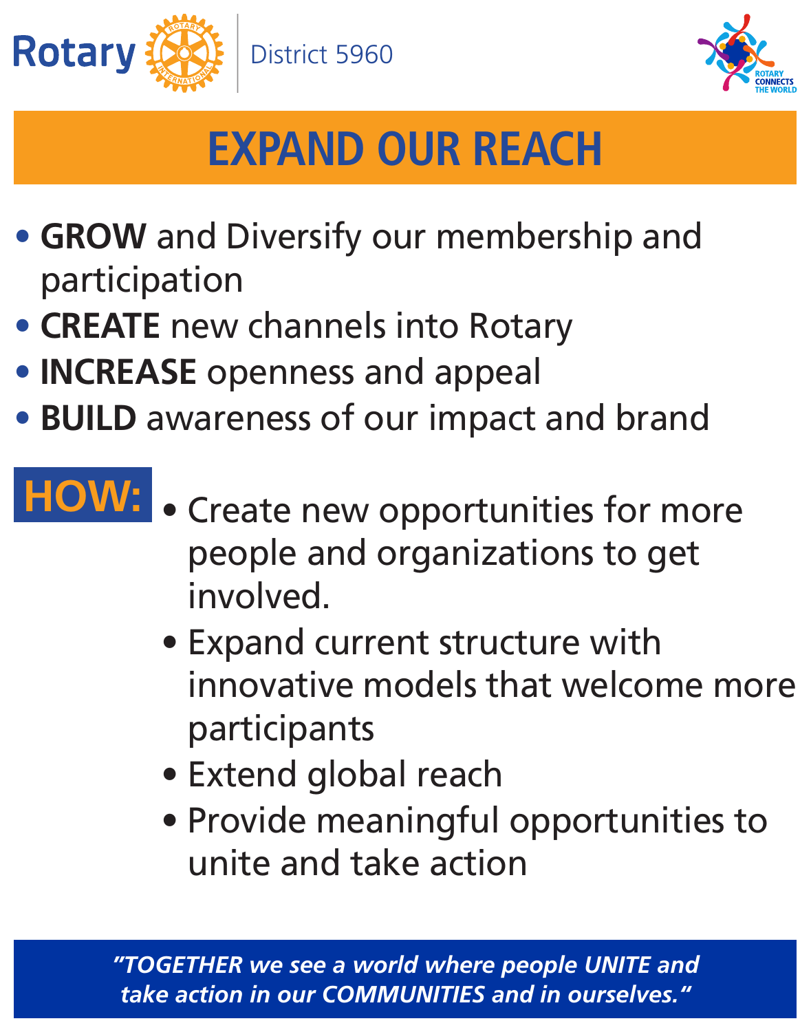Rotary District 5960

ROTARY CONNECTS THE WORLD

# EXPAND OUR REACH

- **GROW** and Diversify our membership and participation
- **CREATE** new channels into Rotary
- **INCREASE** openness and appeal
- **BUILD** awareness of our impact and brand

## HOW:

- Create new opportunities for more people and organizations to get involved.
- Expand current structure with innovative models that welcome more participants
- Extend global reach
- Provide meaningful opportunities to unite and take action

*"TOGETHER we see a world where people UNITE and take action in our COMMUNITIES and in ourselves."*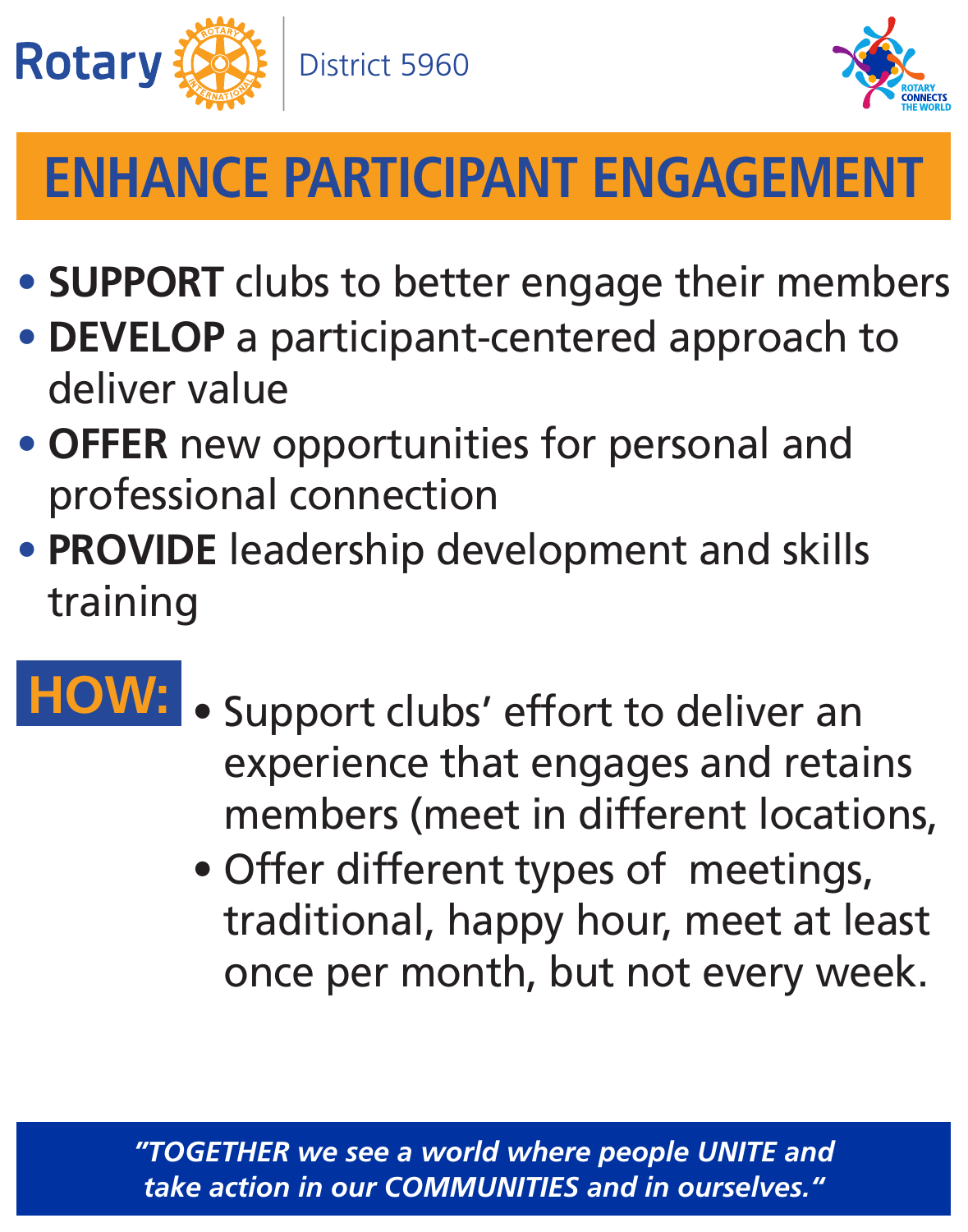Rotary District 5960

ROTARY CONNECTS THE WORLD

# ENHANCE PARTICIPANT ENGAGEMENT

- **SUPPORT** clubs to better engage their members
- **DEVELOP** a participant-centered approach to deliver value
- **OFFER** new opportunities for personal and professional connection
- **PROVIDE** leadership development and skills training

## HOW:

- Support clubs' effort to deliver an experience that engages and retains members (meet in different locations,
- Offer different types of meetings, traditional, happy hour, meet at least once per month, but not every week.

*"TOGETHER we see a world where people UNITE and take action in our COMMUNITIES and in ourselves."*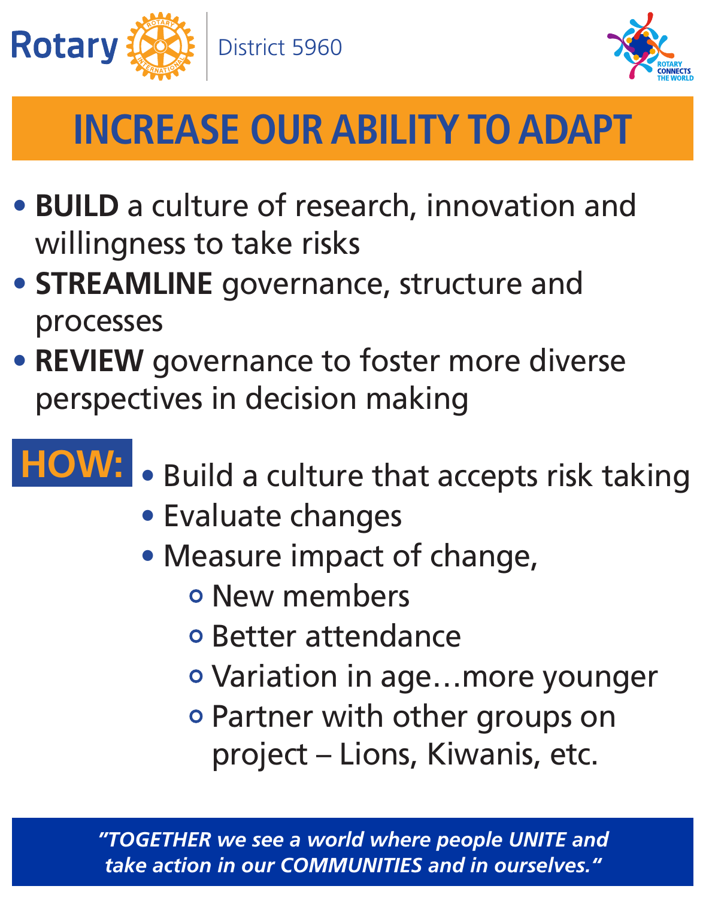Rotary District 5960

ROTARY CONNECTS THE WORLD

# INCREASE OUR ABILITY TO ADAPT

- **BUILD** a culture of research, innovation and willingness to take risks
- **STREAMLINE** governance, structure and processes
- **REVIEW** governance to foster more diverse perspectives in decision making

**HOW:**

- Build a culture that accepts risk taking
- Evaluate changes
- Measure impact of change,
  - New members
  - Better attendance
  - Variation in age…more younger
  - Partner with other groups on project – Lions, Kiwanis, etc.

*"TOGETHER we see a world where people UNITE and take action in our COMMUNITIES and in ourselves."*